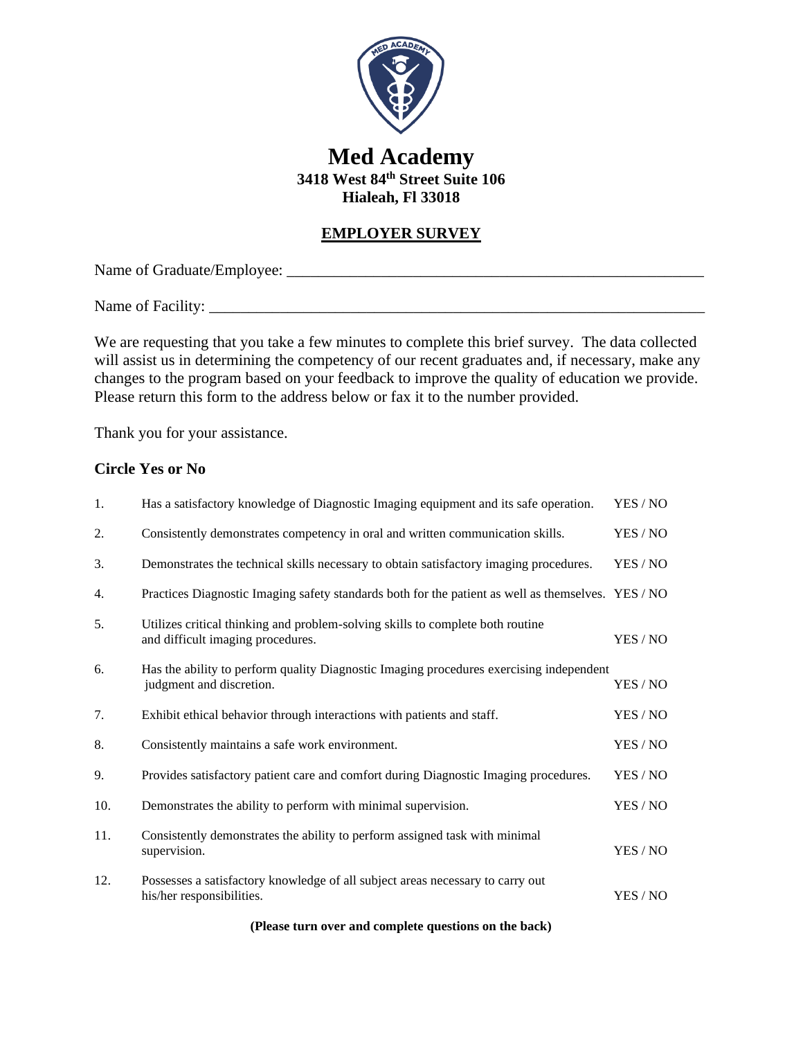# Med Academy

**3418 West 84th Street Suite 106**
**Hialeah, Fl 33018**

## EMPLOYER SURVEY

Name of Graduate/Employee: \_\_\_\_\_\_\_\_\_\_\_\_\_\_\_\_\_\_\_\_\_\_\_\_\_\_\_\_\_\_\_\_\_\_\_\_\_\_\_\_\_\_\_\_\_\_

Name of Facility: \_\_\_\_\_\_\_\_\_\_\_\_\_\_\_\_\_\_\_\_\_\_\_\_\_\_\_\_\_\_\_\_\_\_\_\_\_\_\_\_\_\_\_\_\_\_\_\_\_\_\_\_\_\_\_

We are requesting that you take a few minutes to complete this brief survey. The data collected will assist us in determining the competency of our recent graduates and, if necessary, make any changes to the program based on your feedback to improve the quality of education we provide. Please return this form to the address below or fax it to the number provided.

Thank you for your assistance.

**Circle Yes or No**

| | | |
|---|---|---|
| 1. | Has a satisfactory knowledge of Diagnostic Imaging equipment and its safe operation. | YES / NO |
| 2. | Consistently demonstrates competency in oral and written communication skills. | YES / NO |
| 3. | Demonstrates the technical skills necessary to obtain satisfactory imaging procedures. | YES / NO |
| 4. | Practices Diagnostic Imaging safety standards both for the patient as well as themselves. | YES / NO |
| 5. | Utilizes critical thinking and problem-solving skills to complete both routine and difficult imaging procedures. | YES / NO |
| 6. | Has the ability to perform quality Diagnostic Imaging procedures exercising independent judgment and discretion. | YES / NO |
| 7. | Exhibit ethical behavior through interactions with patients and staff. | YES / NO |
| 8. | Consistently maintains a safe work environment. | YES / NO |
| 9. | Provides satisfactory patient care and comfort during Diagnostic Imaging procedures. | YES / NO |
| 10. | Demonstrates the ability to perform with minimal supervision. | YES / NO |
| 11. | Consistently demonstrates the ability to perform assigned task with minimal supervision. | YES / NO |
| 12. | Possesses a satisfactory knowledge of all subject areas necessary to carry out his/her responsibilities. | YES / NO |

**(Please turn over and complete questions on the back)**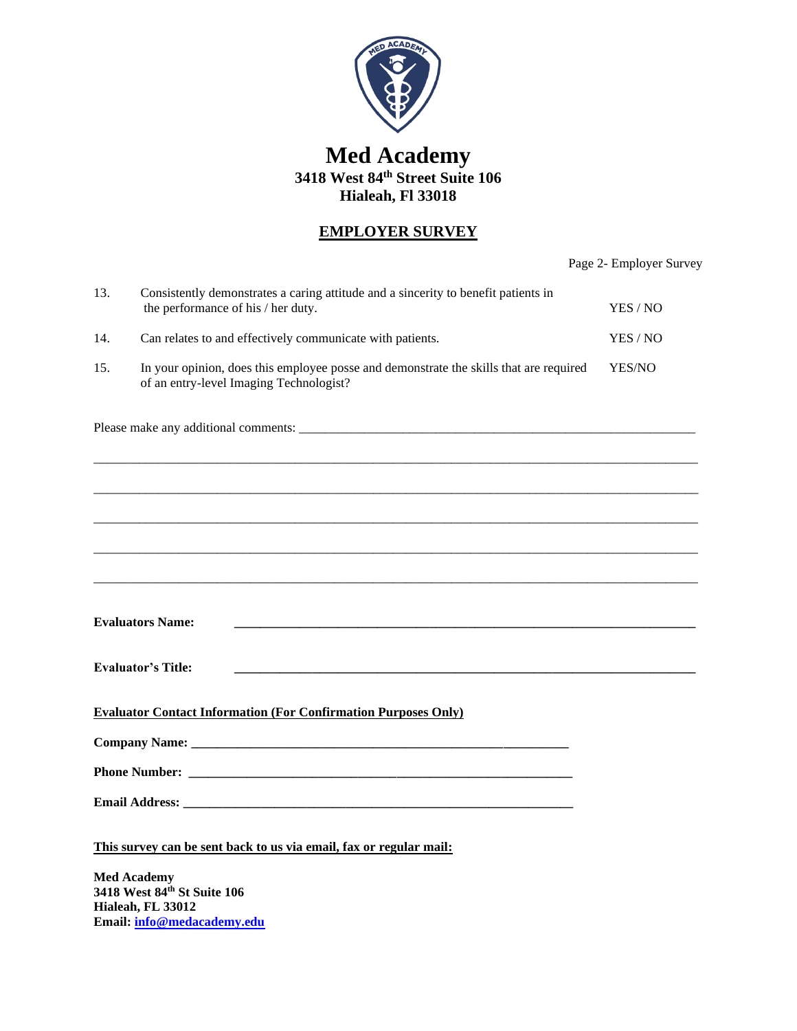# Med Academy

**3418 West 84th Street Suite 106**
**Hialeah, Fl 33018**

## EMPLOYER SURVEY

Page 2- Employer Survey

| | | |
|---|---|---|
| 13. | Consistently demonstrates a caring attitude and a sincerity to benefit patients in the performance of his / her duty. | YES / NO |
| 14. | Can relates to and effectively communicate with patients. | YES / NO |
| 15. | In your opinion, does this employee posse and demonstrate the skills that are required of an entry-level Imaging Technologist? | YES/NO |

Please make any additional comments: ______________________________________________________________

_____________________________________________________________________________________________

_____________________________________________________________________________________________

_____________________________________________________________________________________________

_____________________________________________________________________________________________

_____________________________________________________________________________________________

**Evaluators Name:** ______________________________________________________________

**Evaluator's Title:** ______________________________________________________________

**Evaluator Contact Information (For Confirmation Purposes Only)**

**Company Name:** ____________________________________________________

**Phone Number:** ____________________________________________________

**Email Address:** ____________________________________________________

**This survey can be sent back to us via email, fax or regular mail:**

**Med Academy**
**3418 West 84th St Suite 106**
**Hialeah, FL 33012**
**Email: info@medacademy.edu**